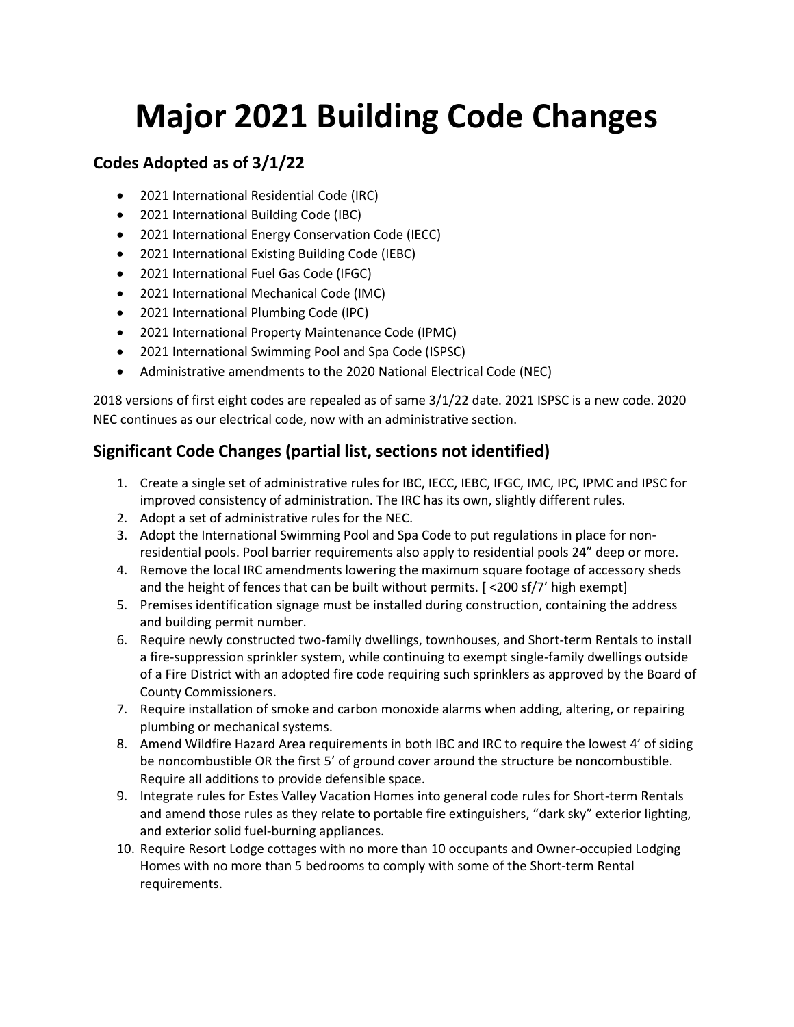# Major 2021 Building Code Changes

## Codes Adopted as of 3/1/22

- 2021 International Residential Code (IRC)
- 2021 International Building Code (IBC)
- 2021 International Energy Conservation Code (IECC)
- 2021 International Existing Building Code (IEBC)
- 2021 International Fuel Gas Code (IFGC)
- 2021 International Mechanical Code (IMC)
- 2021 International Plumbing Code (IPC)
- 2021 International Property Maintenance Code (IPMC)
- 2021 International Swimming Pool and Spa Code (ISPSC)
- Administrative amendments to the 2020 National Electrical Code (NEC)

2018 versions of first eight codes are repealed as of same 3/1/22 date. 2021 ISPSC is a new code. 2020 NEC continues as our electrical code, now with an administrative section.

## Significant Code Changes (partial list, sections not identified)

1. Create a single set of administrative rules for IBC, IECC, IEBC, IFGC, IMC, IPC, IPMC and IPSC for improved consistency of administration. The IRC has its own, slightly different rules.
2. Adopt a set of administrative rules for the NEC.
3. Adopt the International Swimming Pool and Spa Code to put regulations in place for non-residential pools. Pool barrier requirements also apply to residential pools 24" deep or more.
4. Remove the local IRC amendments lowering the maximum square footage of accessory sheds and the height of fences that can be built without permits. [ ≤200 sf/7' high exempt]
5. Premises identification signage must be installed during construction, containing the address and building permit number.
6. Require newly constructed two-family dwellings, townhouses, and Short-term Rentals to install a fire-suppression sprinkler system, while continuing to exempt single-family dwellings outside of a Fire District with an adopted fire code requiring such sprinklers as approved by the Board of County Commissioners.
7. Require installation of smoke and carbon monoxide alarms when adding, altering, or repairing plumbing or mechanical systems.
8. Amend Wildfire Hazard Area requirements in both IBC and IRC to require the lowest 4' of siding be noncombustible OR the first 5' of ground cover around the structure be noncombustible. Require all additions to provide defensible space.
9. Integrate rules for Estes Valley Vacation Homes into general code rules for Short-term Rentals and amend those rules as they relate to portable fire extinguishers, "dark sky" exterior lighting, and exterior solid fuel-burning appliances.
10. Require Resort Lodge cottages with no more than 10 occupants and Owner-occupied Lodging Homes with no more than 5 bedrooms to comply with some of the Short-term Rental requirements.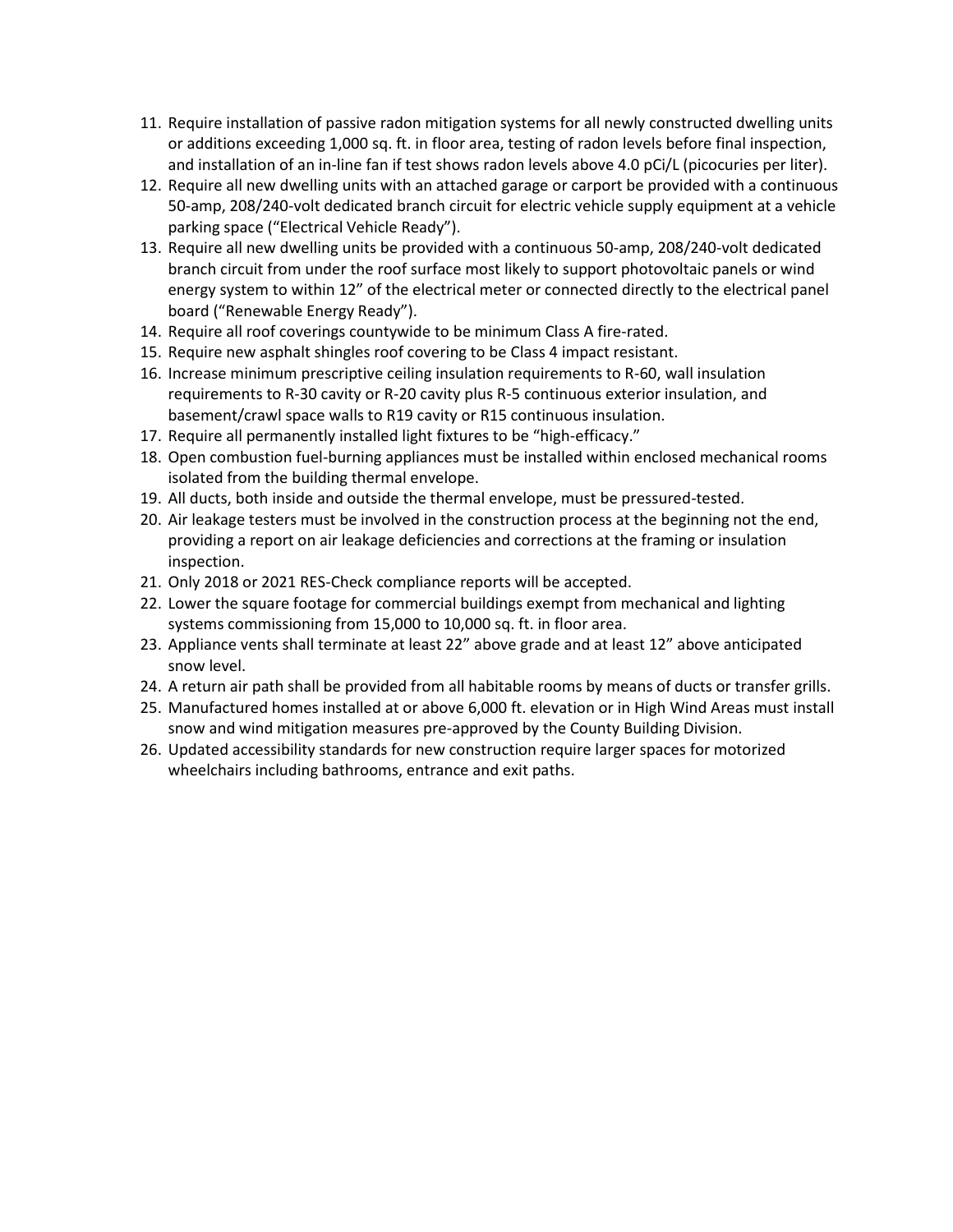11. Require installation of passive radon mitigation systems for all newly constructed dwelling units or additions exceeding 1,000 sq. ft. in floor area, testing of radon levels before final inspection, and installation of an in-line fan if test shows radon levels above 4.0 pCi/L (picocuries per liter).
12. Require all new dwelling units with an attached garage or carport be provided with a continuous 50-amp, 208/240-volt dedicated branch circuit for electric vehicle supply equipment at a vehicle parking space ("Electrical Vehicle Ready").
13. Require all new dwelling units be provided with a continuous 50-amp, 208/240-volt dedicated branch circuit from under the roof surface most likely to support photovoltaic panels or wind energy system to within 12" of the electrical meter or connected directly to the electrical panel board ("Renewable Energy Ready").
14. Require all roof coverings countywide to be minimum Class A fire-rated.
15. Require new asphalt shingles roof covering to be Class 4 impact resistant.
16. Increase minimum prescriptive ceiling insulation requirements to R-60, wall insulation requirements to R-30 cavity or R-20 cavity plus R-5 continuous exterior insulation, and basement/crawl space walls to R19 cavity or R15 continuous insulation.
17. Require all permanently installed light fixtures to be "high-efficacy."
18. Open combustion fuel-burning appliances must be installed within enclosed mechanical rooms isolated from the building thermal envelope.
19. All ducts, both inside and outside the thermal envelope, must be pressured-tested.
20. Air leakage testers must be involved in the construction process at the beginning not the end, providing a report on air leakage deficiencies and corrections at the framing or insulation inspection.
21. Only 2018 or 2021 RES-Check compliance reports will be accepted.
22. Lower the square footage for commercial buildings exempt from mechanical and lighting systems commissioning from 15,000 to 10,000 sq. ft. in floor area.
23. Appliance vents shall terminate at least 22" above grade and at least 12" above anticipated snow level.
24. A return air path shall be provided from all habitable rooms by means of ducts or transfer grills.
25. Manufactured homes installed at or above 6,000 ft. elevation or in High Wind Areas must install snow and wind mitigation measures pre-approved by the County Building Division.
26. Updated accessibility standards for new construction require larger spaces for motorized wheelchairs including bathrooms, entrance and exit paths.